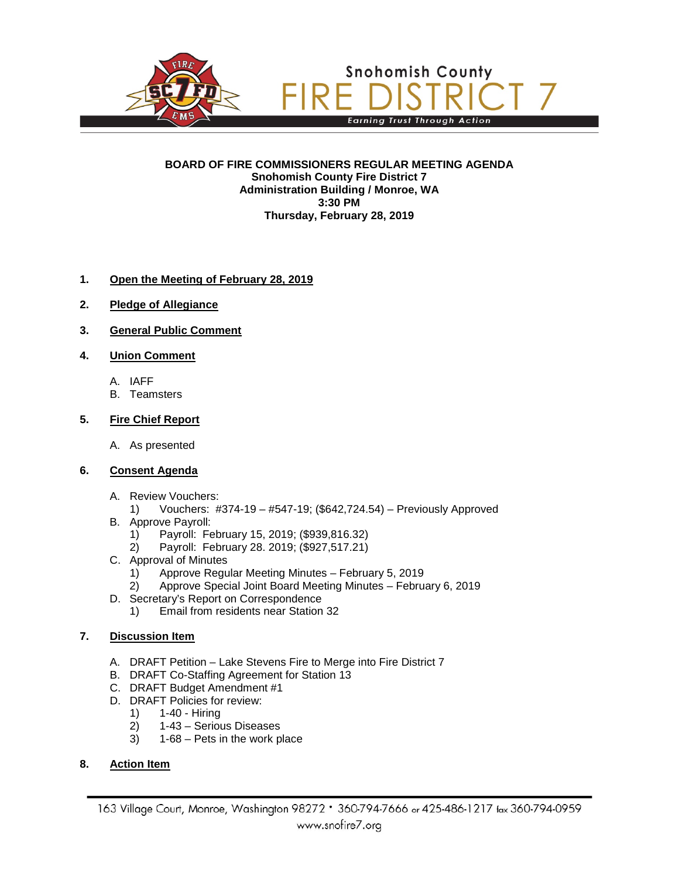Snohomish County

# FIRE DISTRICT 7

*Earning Trust Through Action*

**BOARD OF FIRE COMMISSIONERS REGULAR MEETING AGENDA**
**Snohomish County Fire District 7**
**Administration Building / Monroe, WA**
**3:30 PM**
**Thursday, February 28, 2019**

1. **Open the Meeting of February 28, 2019**

2. **Pledge of Allegiance**

3. **General Public Comment**

4. **Union Comment**

   A. IAFF
   B. Teamsters

5. **Fire Chief Report**

   A. As presented

6. **Consent Agenda**

   A. Review Vouchers:
      1) Vouchers: #374-19 – #547-19; ($642,724.54) – Previously Approved
   B. Approve Payroll:
      1) Payroll: February 15, 2019; ($939,816.32)
      2) Payroll: February 28. 2019; ($927,517.21)
   C. Approval of Minutes
      1) Approve Regular Meeting Minutes – February 5, 2019
      2) Approve Special Joint Board Meeting Minutes – February 6, 2019
   D. Secretary's Report on Correspondence
      1) Email from residents near Station 32

7. **Discussion Item**

   A. DRAFT Petition – Lake Stevens Fire to Merge into Fire District 7
   B. DRAFT Co-Staffing Agreement for Station 13
   C. DRAFT Budget Amendment #1
   D. DRAFT Policies for review:
      1) 1-40 - Hiring
      2) 1-43 – Serious Diseases
      3) 1-68 – Pets in the work place

8. **Action Item**

163 Village Court, Monroe, Washington 98272 • 360-794-7666 or 425-486-1217 fax 360-794-0959
www.snofire7.org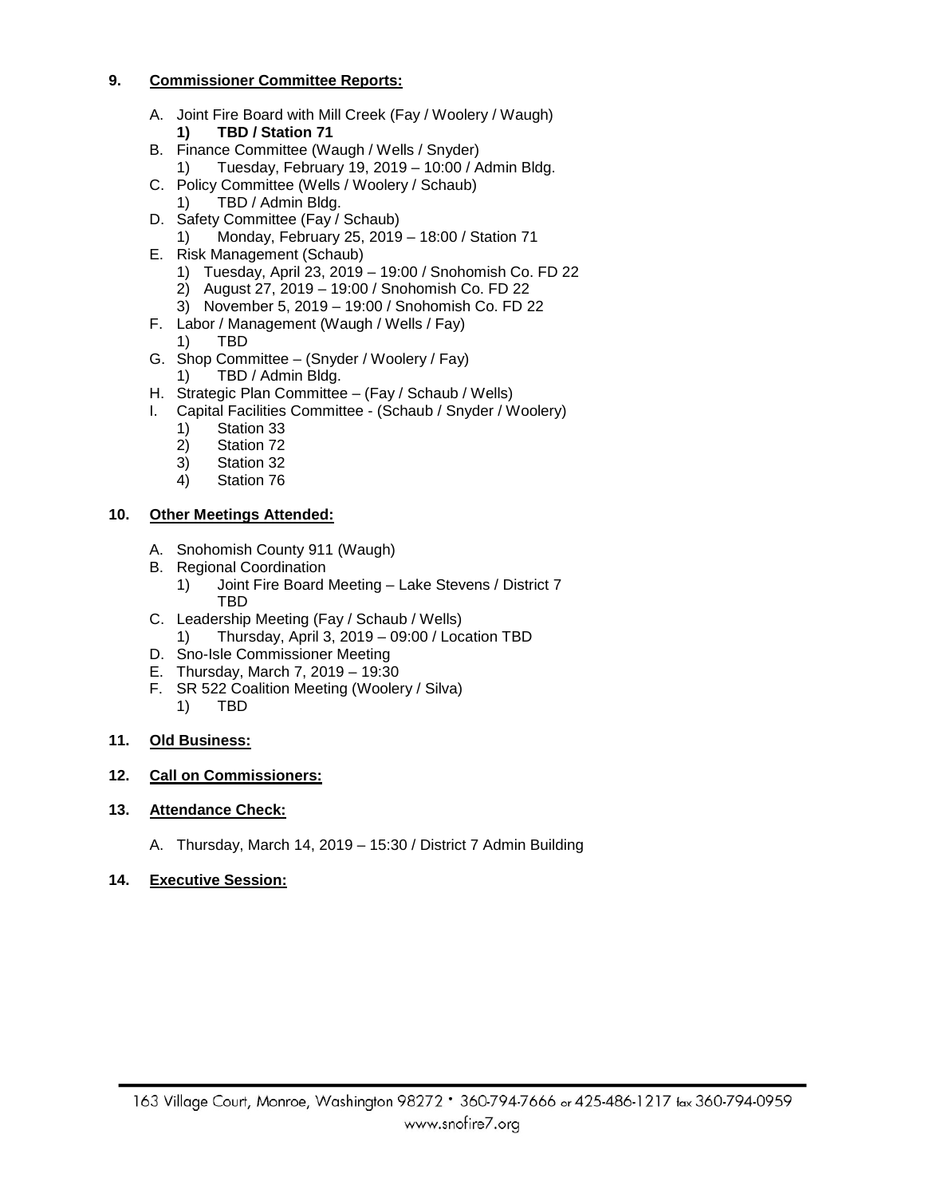**9. Commissioner Committee Reports:**

A. Joint Fire Board with Mill Creek (Fay / Woolery / Waugh)
   **1) TBD / Station 71**

B. Finance Committee (Waugh / Wells / Snyder)
   1) Tuesday, February 19, 2019 – 10:00 / Admin Bldg.

C. Policy Committee (Wells / Woolery / Schaub)
   1) TBD / Admin Bldg.

D. Safety Committee (Fay / Schaub)
   1) Monday, February 25, 2019 – 18:00 / Station 71

E. Risk Management (Schaub)
   1) Tuesday, April 23, 2019 – 19:00 / Snohomish Co. FD 22
   2) August 27, 2019 – 19:00 / Snohomish Co. FD 22
   3) November 5, 2019 – 19:00 / Snohomish Co. FD 22

F. Labor / Management (Waugh / Wells / Fay)
   1) TBD

G. Shop Committee – (Snyder / Woolery / Fay)
   1) TBD / Admin Bldg.

H. Strategic Plan Committee – (Fay / Schaub / Wells)

I. Capital Facilities Committee - (Schaub / Snyder / Woolery)
   1) Station 33
   2) Station 72
   3) Station 32
   4) Station 76

**10. Other Meetings Attended:**

A. Snohomish County 911 (Waugh)

B. Regional Coordination
   1) Joint Fire Board Meeting – Lake Stevens / District 7 TBD

C. Leadership Meeting (Fay / Schaub / Wells)
   1) Thursday, April 3, 2019 – 09:00 / Location TBD

D. Sno-Isle Commissioner Meeting

E. Thursday, March 7, 2019 – 19:30

F. SR 522 Coalition Meeting (Woolery / Silva)
   1) TBD

**11. Old Business:**

**12. Call on Commissioners:**

**13. Attendance Check:**

A. Thursday, March 14, 2019 – 15:30 / District 7 Admin Building

**14. Executive Session:**

163 Village Court, Monroe, Washington 98272 • 360-794-7666 or 425-486-1217 fax 360-794-0959
www.snofire7.org